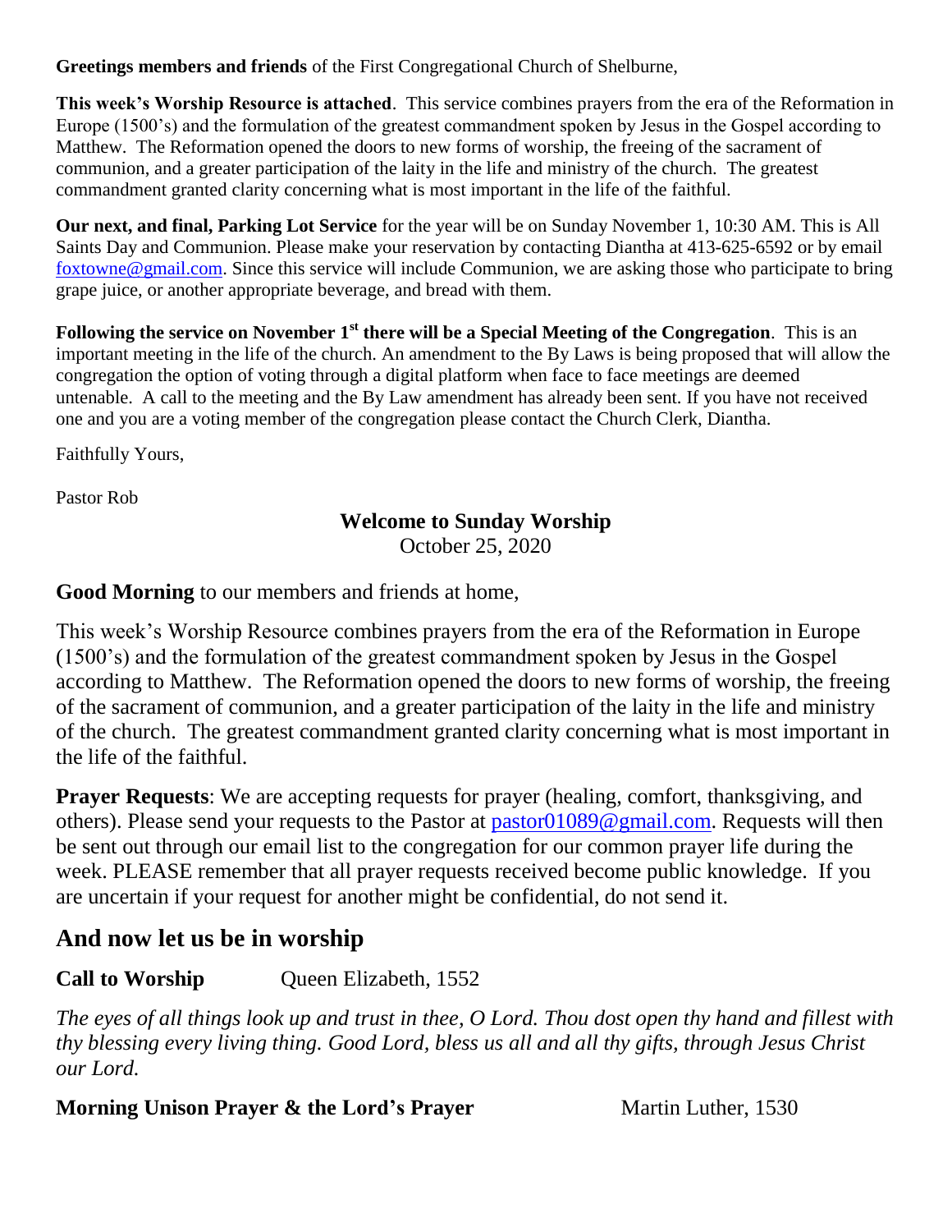**Greetings members and friends** of the First Congregational Church of Shelburne,

**This week's Worship Resource is attached**. This service combines prayers from the era of the Reformation in Europe (1500's) and the formulation of the greatest commandment spoken by Jesus in the Gospel according to Matthew. The Reformation opened the doors to new forms of worship, the freeing of the sacrament of communion, and a greater participation of the laity in the life and ministry of the church. The greatest commandment granted clarity concerning what is most important in the life of the faithful.

**Our next, and final, Parking Lot Service** for the year will be on Sunday November 1, 10:30 AM. This is All Saints Day and Communion. Please make your reservation by contacting Diantha at 413-625-6592 or by email foxtowne@gmail.com. Since this service will include Communion, we are asking those who participate to bring grape juice, or another appropriate beverage, and bread with them.

**Following the service on November 1st there will be a Special Meeting of the Congregation**. This is an important meeting in the life of the church. An amendment to the By Laws is being proposed that will allow the congregation the option of voting through a digital platform when face to face meetings are deemed untenable. A call to the meeting and the By Law amendment has already been sent. If you have not received one and you are a voting member of the congregation please contact the Church Clerk, Diantha.

Faithfully Yours,

Pastor Rob

## Welcome to Sunday Worship

October 25, 2020

**Good Morning** to our members and friends at home,

This week's Worship Resource combines prayers from the era of the Reformation in Europe (1500's) and the formulation of the greatest commandment spoken by Jesus in the Gospel according to Matthew. The Reformation opened the doors to new forms of worship, the freeing of the sacrament of communion, and a greater participation of the laity in the life and ministry of the church. The greatest commandment granted clarity concerning what is most important in the life of the faithful.

**Prayer Requests**: We are accepting requests for prayer (healing, comfort, thanksgiving, and others). Please send your requests to the Pastor at pastor01089@gmail.com. Requests will then be sent out through our email list to the congregation for our common prayer life during the week. PLEASE remember that all prayer requests received become public knowledge. If you are uncertain if your request for another might be confidential, do not send it.

## And now let us be in worship

**Call to Worship** Queen Elizabeth, 1552

*The eyes of all things look up and trust in thee, O Lord. Thou dost open thy hand and fillest with thy blessing every living thing. Good Lord, bless us all and all thy gifts, through Jesus Christ our Lord.*

**Morning Unison Prayer & the Lord's Prayer** Martin Luther, 1530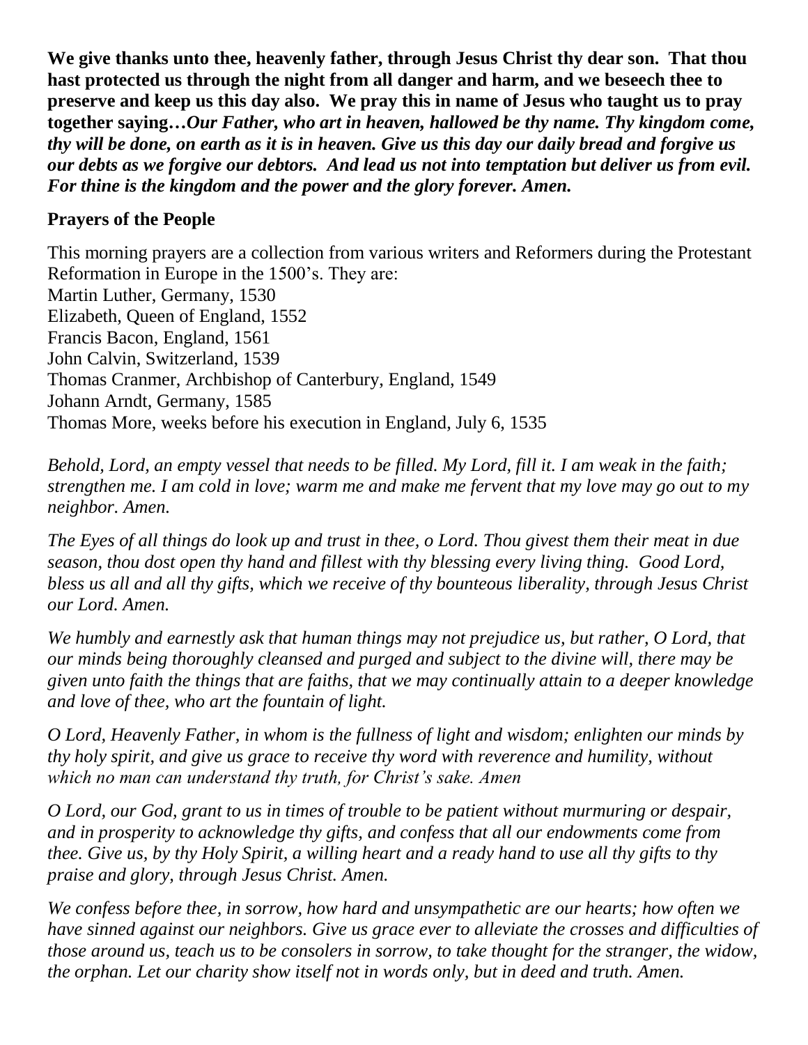**We give thanks unto thee, heavenly father, through Jesus Christ thy dear son. That thou hast protected us through the night from all danger and harm, and we beseech thee to preserve and keep us this day also. We pray this in name of Jesus who taught us to pray together saying…*Our Father, who art in heaven, hallowed be thy name. Thy kingdom come, thy will be done, on earth as it is in heaven. Give us this day our daily bread and forgive us our debts as we forgive our debtors. And lead us not into temptation but deliver us from evil. For thine is the kingdom and the power and the glory forever. Amen.***

**Prayers of the People**

This morning prayers are a collection from various writers and Reformers during the Protestant Reformation in Europe in the 1500's. They are:
Martin Luther, Germany, 1530
Elizabeth, Queen of England, 1552
Francis Bacon, England, 1561
John Calvin, Switzerland, 1539
Thomas Cranmer, Archbishop of Canterbury, England, 1549
Johann Arndt, Germany, 1585
Thomas More, weeks before his execution in England, July 6, 1535

*Behold, Lord, an empty vessel that needs to be filled. My Lord, fill it. I am weak in the faith; strengthen me. I am cold in love; warm me and make me fervent that my love may go out to my neighbor. Amen.*

*The Eyes of all things do look up and trust in thee, o Lord. Thou givest them their meat in due season, thou dost open thy hand and fillest with thy blessing every living thing. Good Lord, bless us all and all thy gifts, which we receive of thy bounteous liberality, through Jesus Christ our Lord. Amen.*

*We humbly and earnestly ask that human things may not prejudice us, but rather, O Lord, that our minds being thoroughly cleansed and purged and subject to the divine will, there may be given unto faith the things that are faiths, that we may continually attain to a deeper knowledge and love of thee, who art the fountain of light.*

*O Lord, Heavenly Father, in whom is the fullness of light and wisdom; enlighten our minds by thy holy spirit, and give us grace to receive thy word with reverence and humility, without which no man can understand thy truth, for Christ's sake. Amen*

*O Lord, our God, grant to us in times of trouble to be patient without murmuring or despair, and in prosperity to acknowledge thy gifts, and confess that all our endowments come from thee. Give us, by thy Holy Spirit, a willing heart and a ready hand to use all thy gifts to thy praise and glory, through Jesus Christ. Amen.*

*We confess before thee, in sorrow, how hard and unsympathetic are our hearts; how often we have sinned against our neighbors. Give us grace ever to alleviate the crosses and difficulties of those around us, teach us to be consolers in sorrow, to take thought for the stranger, the widow, the orphan. Let our charity show itself not in words only, but in deed and truth. Amen.*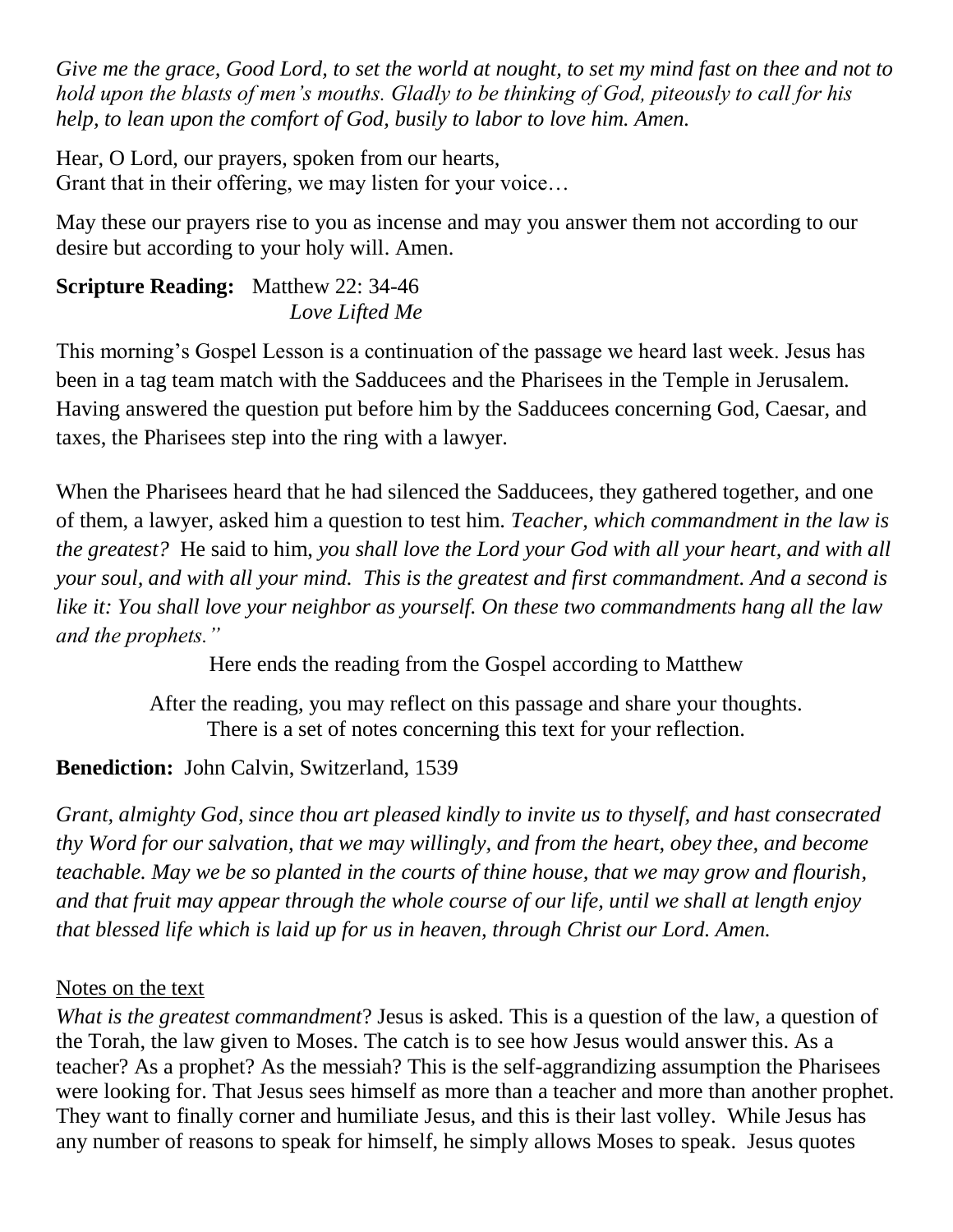*Give me the grace, Good Lord, to set the world at nought, to set my mind fast on thee and not to hold upon the blasts of men's mouths. Gladly to be thinking of God, piteously to call for his help, to lean upon the comfort of God, busily to labor to love him. Amen.*

Hear, O Lord, our prayers, spoken from our hearts,
Grant that in their offering, we may listen for your voice…

May these our prayers rise to you as incense and may you answer them not according to our desire but according to your holy will. Amen.

**Scripture Reading:** Matthew 22: 34-46
*Love Lifted Me*

This morning's Gospel Lesson is a continuation of the passage we heard last week. Jesus has been in a tag team match with the Sadducees and the Pharisees in the Temple in Jerusalem. Having answered the question put before him by the Sadducees concerning God, Caesar, and taxes, the Pharisees step into the ring with a lawyer.

When the Pharisees heard that he had silenced the Sadducees, they gathered together, and one of them, a lawyer, asked him a question to test him. *Teacher, which commandment in the law is the greatest?* He said to him, *you shall love the Lord your God with all your heart, and with all your soul, and with all your mind. This is the greatest and first commandment. And a second is like it: You shall love your neighbor as yourself. On these two commandments hang all the law and the prophets."*

Here ends the reading from the Gospel according to Matthew

After the reading, you may reflect on this passage and share your thoughts.
There is a set of notes concerning this text for your reflection.

**Benediction:** John Calvin, Switzerland, 1539

*Grant, almighty God, since thou art pleased kindly to invite us to thyself, and hast consecrated thy Word for our salvation, that we may willingly, and from the heart, obey thee, and become teachable. May we be so planted in the courts of thine house, that we may grow and flourish, and that fruit may appear through the whole course of our life, until we shall at length enjoy that blessed life which is laid up for us in heaven, through Christ our Lord. Amen.*

Notes on the text

*What is the greatest commandment*? Jesus is asked. This is a question of the law, a question of the Torah, the law given to Moses. The catch is to see how Jesus would answer this. As a teacher? As a prophet? As the messiah? This is the self-aggrandizing assumption the Pharisees were looking for. That Jesus sees himself as more than a teacher and more than another prophet. They want to finally corner and humiliate Jesus, and this is their last volley. While Jesus has any number of reasons to speak for himself, he simply allows Moses to speak. Jesus quotes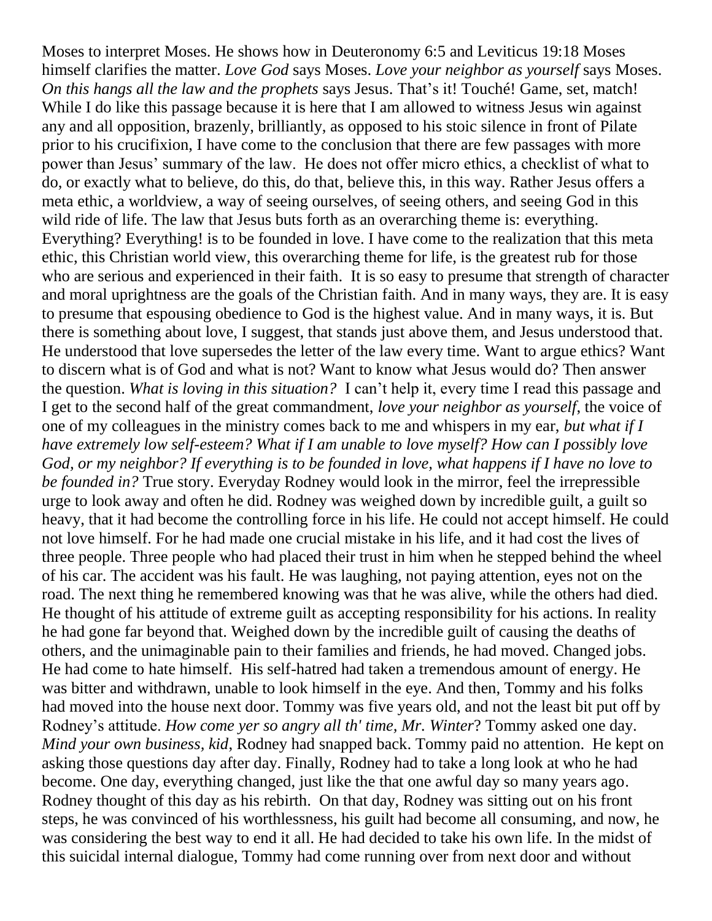Moses to interpret Moses. He shows how in Deuteronomy 6:5 and Leviticus 19:18 Moses himself clarifies the matter. *Love God* says Moses. *Love your neighbor as yourself* says Moses. *On this hangs all the law and the prophets* says Jesus. That's it! Touché! Game, set, match! While I do like this passage because it is here that I am allowed to witness Jesus win against any and all opposition, brazenly, brilliantly, as opposed to his stoic silence in front of Pilate prior to his crucifixion, I have come to the conclusion that there are few passages with more power than Jesus' summary of the law. He does not offer micro ethics, a checklist of what to do, or exactly what to believe, do this, do that, believe this, in this way. Rather Jesus offers a meta ethic, a worldview, a way of seeing ourselves, of seeing others, and seeing God in this wild ride of life. The law that Jesus buts forth as an overarching theme is: everything. Everything? Everything! is to be founded in love. I have come to the realization that this meta ethic, this Christian world view, this overarching theme for life, is the greatest rub for those who are serious and experienced in their faith. It is so easy to presume that strength of character and moral uprightness are the goals of the Christian faith. And in many ways, they are. It is easy to presume that espousing obedience to God is the highest value. And in many ways, it is. But there is something about love, I suggest, that stands just above them, and Jesus understood that. He understood that love supersedes the letter of the law every time. Want to argue ethics? Want to discern what is of God and what is not? Want to know what Jesus would do? Then answer the question. *What is loving in this situation?* I can't help it, every time I read this passage and I get to the second half of the great commandment, *love your neighbor as yourself*, the voice of one of my colleagues in the ministry comes back to me and whispers in my ear, *but what if I have extremely low self-esteem? What if I am unable to love myself? How can I possibly love God, or my neighbor? If everything is to be founded in love, what happens if I have no love to be founded in?* True story. Everyday Rodney would look in the mirror, feel the irrepressible urge to look away and often he did. Rodney was weighed down by incredible guilt, a guilt so heavy, that it had become the controlling force in his life. He could not accept himself. He could not love himself. For he had made one crucial mistake in his life, and it had cost the lives of three people. Three people who had placed their trust in him when he stepped behind the wheel of his car. The accident was his fault. He was laughing, not paying attention, eyes not on the road. The next thing he remembered knowing was that he was alive, while the others had died. He thought of his attitude of extreme guilt as accepting responsibility for his actions. In reality he had gone far beyond that. Weighed down by the incredible guilt of causing the deaths of others, and the unimaginable pain to their families and friends, he had moved. Changed jobs. He had come to hate himself. His self-hatred had taken a tremendous amount of energy. He was bitter and withdrawn, unable to look himself in the eye. And then, Tommy and his folks had moved into the house next door. Tommy was five years old, and not the least bit put off by Rodney's attitude. *How come yer so angry all th' time, Mr. Winter*? Tommy asked one day. *Mind your own business, kid*, Rodney had snapped back. Tommy paid no attention. He kept on asking those questions day after day. Finally, Rodney had to take a long look at who he had become. One day, everything changed, just like the that one awful day so many years ago. Rodney thought of this day as his rebirth. On that day, Rodney was sitting out on his front steps, he was convinced of his worthlessness, his guilt had become all consuming, and now, he was considering the best way to end it all. He had decided to take his own life. In the midst of this suicidal internal dialogue, Tommy had come running over from next door and without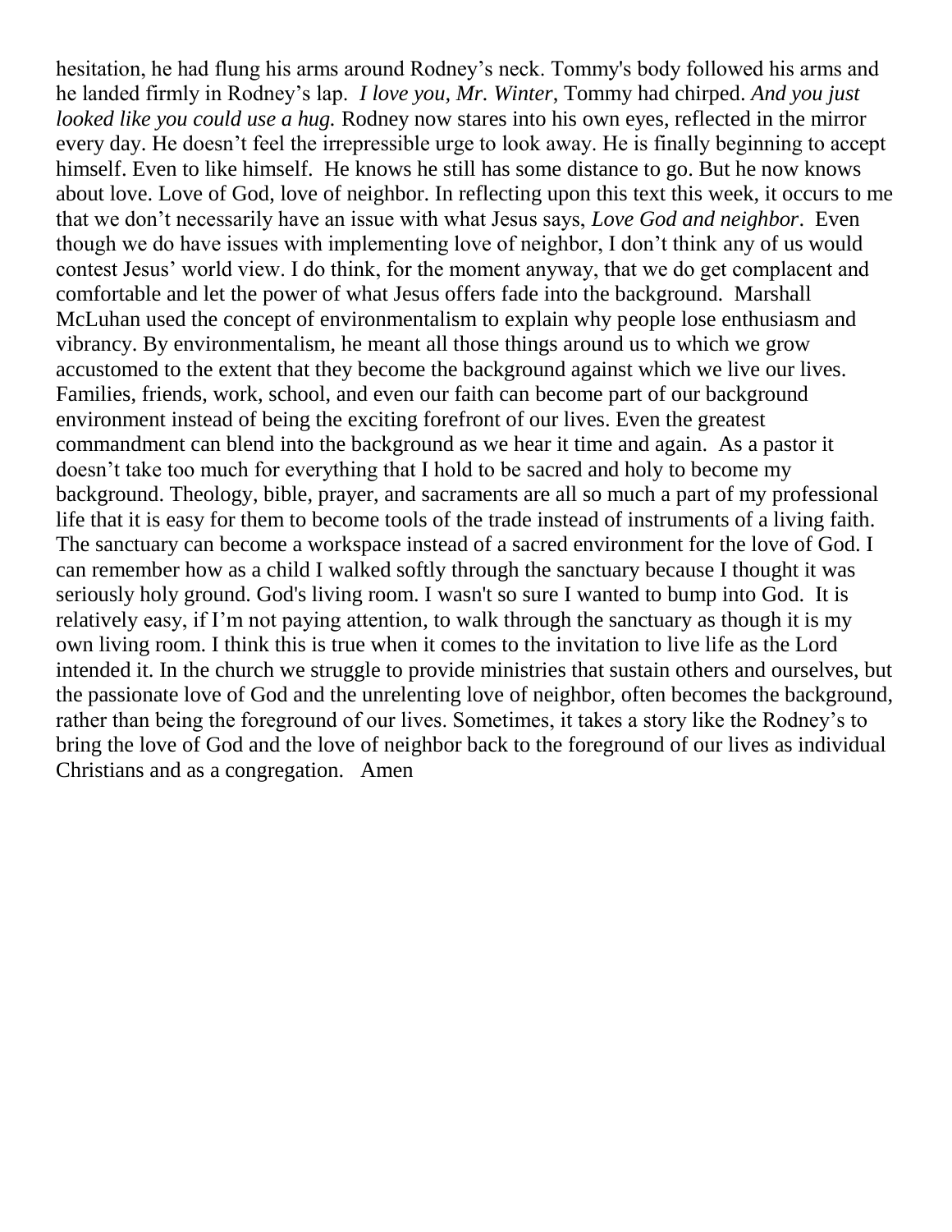hesitation, he had flung his arms around Rodney's neck. Tommy's body followed his arms and he landed firmly in Rodney's lap. *I love you, Mr. Winter*, Tommy had chirped. *And you just looked like you could use a hug.* Rodney now stares into his own eyes, reflected in the mirror every day. He doesn't feel the irrepressible urge to look away. He is finally beginning to accept himself. Even to like himself. He knows he still has some distance to go. But he now knows about love. Love of God, love of neighbor. In reflecting upon this text this week, it occurs to me that we don't necessarily have an issue with what Jesus says, *Love God and neighbor*. Even though we do have issues with implementing love of neighbor, I don't think any of us would contest Jesus' world view. I do think, for the moment anyway, that we do get complacent and comfortable and let the power of what Jesus offers fade into the background. Marshall McLuhan used the concept of environmentalism to explain why people lose enthusiasm and vibrancy. By environmentalism, he meant all those things around us to which we grow accustomed to the extent that they become the background against which we live our lives. Families, friends, work, school, and even our faith can become part of our background environment instead of being the exciting forefront of our lives. Even the greatest commandment can blend into the background as we hear it time and again. As a pastor it doesn't take too much for everything that I hold to be sacred and holy to become my background. Theology, bible, prayer, and sacraments are all so much a part of my professional life that it is easy for them to become tools of the trade instead of instruments of a living faith. The sanctuary can become a workspace instead of a sacred environment for the love of God. I can remember how as a child I walked softly through the sanctuary because I thought it was seriously holy ground. God's living room. I wasn't so sure I wanted to bump into God. It is relatively easy, if I'm not paying attention, to walk through the sanctuary as though it is my own living room. I think this is true when it comes to the invitation to live life as the Lord intended it. In the church we struggle to provide ministries that sustain others and ourselves, but the passionate love of God and the unrelenting love of neighbor, often becomes the background, rather than being the foreground of our lives. Sometimes, it takes a story like the Rodney's to bring the love of God and the love of neighbor back to the foreground of our lives as individual Christians and as a congregation. Amen